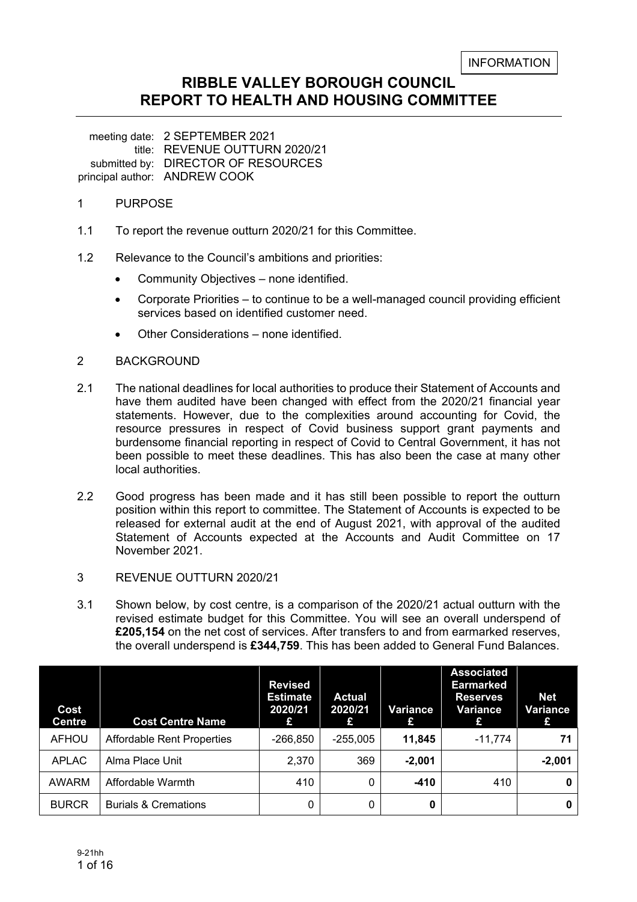INFORMATION

# RIBBLE VALLEY BOROUGH COUNCIL
# REPORT TO HEALTH AND HOUSING COMMITTEE

meeting date: 2 SEPTEMBER 2021
title: REVENUE OUTTURN 2020/21
submitted by: DIRECTOR OF RESOURCES
principal author: ANDREW COOK

## 1 PURPOSE

1.1 To report the revenue outturn 2020/21 for this Committee.

1.2 Relevance to the Council's ambitions and priorities:

- Community Objectives – none identified.
- Corporate Priorities – to continue to be a well-managed council providing efficient services based on identified customer need.
- Other Considerations – none identified.

## 2 BACKGROUND

2.1 The national deadlines for local authorities to produce their Statement of Accounts and have them audited have been changed with effect from the 2020/21 financial year statements. However, due to the complexities around accounting for Covid, the resource pressures in respect of Covid business support grant payments and burdensome financial reporting in respect of Covid to Central Government, it has not been possible to meet these deadlines. This has also been the case at many other local authorities.

2.2 Good progress has been made and it has still been possible to report the outturn position within this report to committee. The Statement of Accounts is expected to be released for external audit at the end of August 2021, with approval of the audited Statement of Accounts expected at the Accounts and Audit Committee on 17 November 2021.

## 3 REVENUE OUTTURN 2020/21

3.1 Shown below, by cost centre, is a comparison of the 2020/21 actual outturn with the revised estimate budget for this Committee. You will see an overall underspend of **£205,154** on the net cost of services. After transfers to and from earmarked reserves, the overall underspend is **£344,759**. This has been added to General Fund Balances.

| Cost Centre | Cost Centre Name | Revised Estimate 2020/21 £ | Actual 2020/21 £ | Variance £ | Associated Earmarked Reserves Variance £ | Net Variance £ |
|---|---|---|---|---|---|---|
| AFHOU | Affordable Rent Properties | -266,850 | -255,005 | **11,845** | -11,774 | **71** |
| APLAC | Alma Place Unit | 2,370 | 369 | **-2,001** | | **-2,001** |
| AWARM | Affordable Warmth | 410 | 0 | **-410** | 410 | **0** |
| BURCR | Burials & Cremations | 0 | 0 | **0** | | **0** |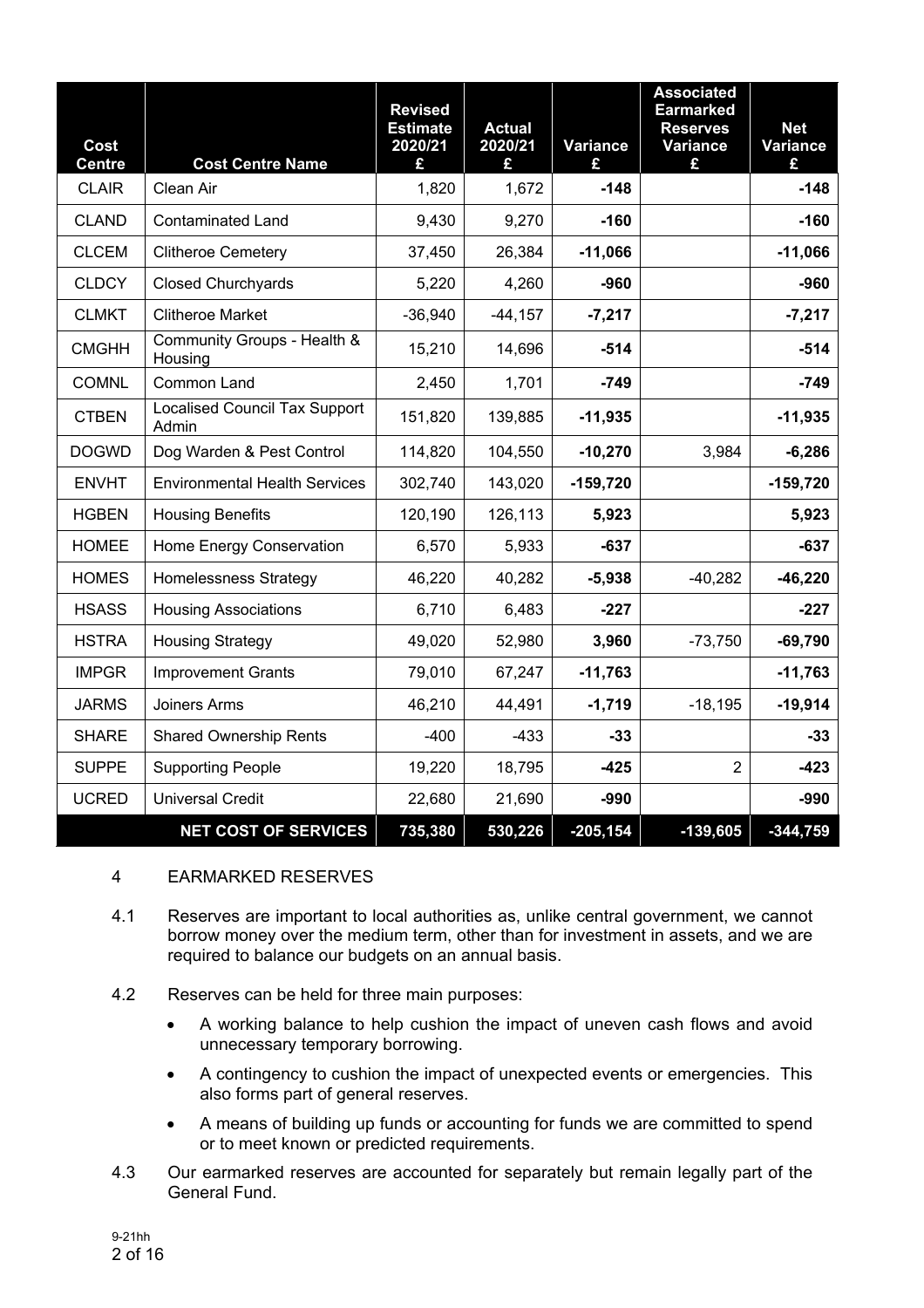| Cost Centre | Cost Centre Name | Revised Estimate 2020/21 £ | Actual 2020/21 £ | Variance £ | Associated Earmarked Reserves Variance £ | Net Variance £ |
|---|---|---|---|---|---|---|
| CLAIR | Clean Air | 1,820 | 1,672 | **-148** | | **-148** |
| CLAND | Contaminated Land | 9,430 | 9,270 | **-160** | | **-160** |
| CLCEM | Clitheroe Cemetery | 37,450 | 26,384 | **-11,066** | | **-11,066** |
| CLDCY | Closed Churchyards | 5,220 | 4,260 | **-960** | | **-960** |
| CLMKT | Clitheroe Market | -36,940 | -44,157 | **-7,217** | | **-7,217** |
| CMGHH | Community Groups - Health & Housing | 15,210 | 14,696 | **-514** | | **-514** |
| COMNL | Common Land | 2,450 | 1,701 | **-749** | | **-749** |
| CTBEN | Localised Council Tax Support Admin | 151,820 | 139,885 | **-11,935** | | **-11,935** |
| DOGWD | Dog Warden & Pest Control | 114,820 | 104,550 | **-10,270** | 3,984 | **-6,286** |
| ENVHT | Environmental Health Services | 302,740 | 143,020 | **-159,720** | | **-159,720** |
| HGBEN | Housing Benefits | 120,190 | 126,113 | **5,923** | | **5,923** |
| HOMEE | Home Energy Conservation | 6,570 | 5,933 | **-637** | | **-637** |
| HOMES | Homelessness Strategy | 46,220 | 40,282 | **-5,938** | -40,282 | **-46,220** |
| HSASS | Housing Associations | 6,710 | 6,483 | **-227** | | **-227** |
| HSTRA | Housing Strategy | 49,020 | 52,980 | **3,960** | -73,750 | **-69,790** |
| IMPGR | Improvement Grants | 79,010 | 67,247 | **-11,763** | | **-11,763** |
| JARMS | Joiners Arms | 46,210 | 44,491 | **-1,719** | -18,195 | **-19,914** |
| SHARE | Shared Ownership Rents | -400 | -433 | **-33** | | **-33** |
| SUPPE | Supporting People | 19,220 | 18,795 | **-425** | 2 | **-423** |
| UCRED | Universal Credit | 22,680 | 21,690 | **-990** | | **-990** |
| | **NET COST OF SERVICES** | **735,380** | **530,226** | **-205,154** | **-139,605** | **-344,759** |

4 EARMARKED RESERVES

4.1 Reserves are important to local authorities as, unlike central government, we cannot borrow money over the medium term, other than for investment in assets, and we are required to balance our budgets on an annual basis.

4.2 Reserves can be held for three main purposes:

- A working balance to help cushion the impact of uneven cash flows and avoid unnecessary temporary borrowing.
- A contingency to cushion the impact of unexpected events or emergencies. This also forms part of general reserves.
- A means of building up funds or accounting for funds we are committed to spend or to meet known or predicted requirements.

4.3 Our earmarked reserves are accounted for separately but remain legally part of the General Fund.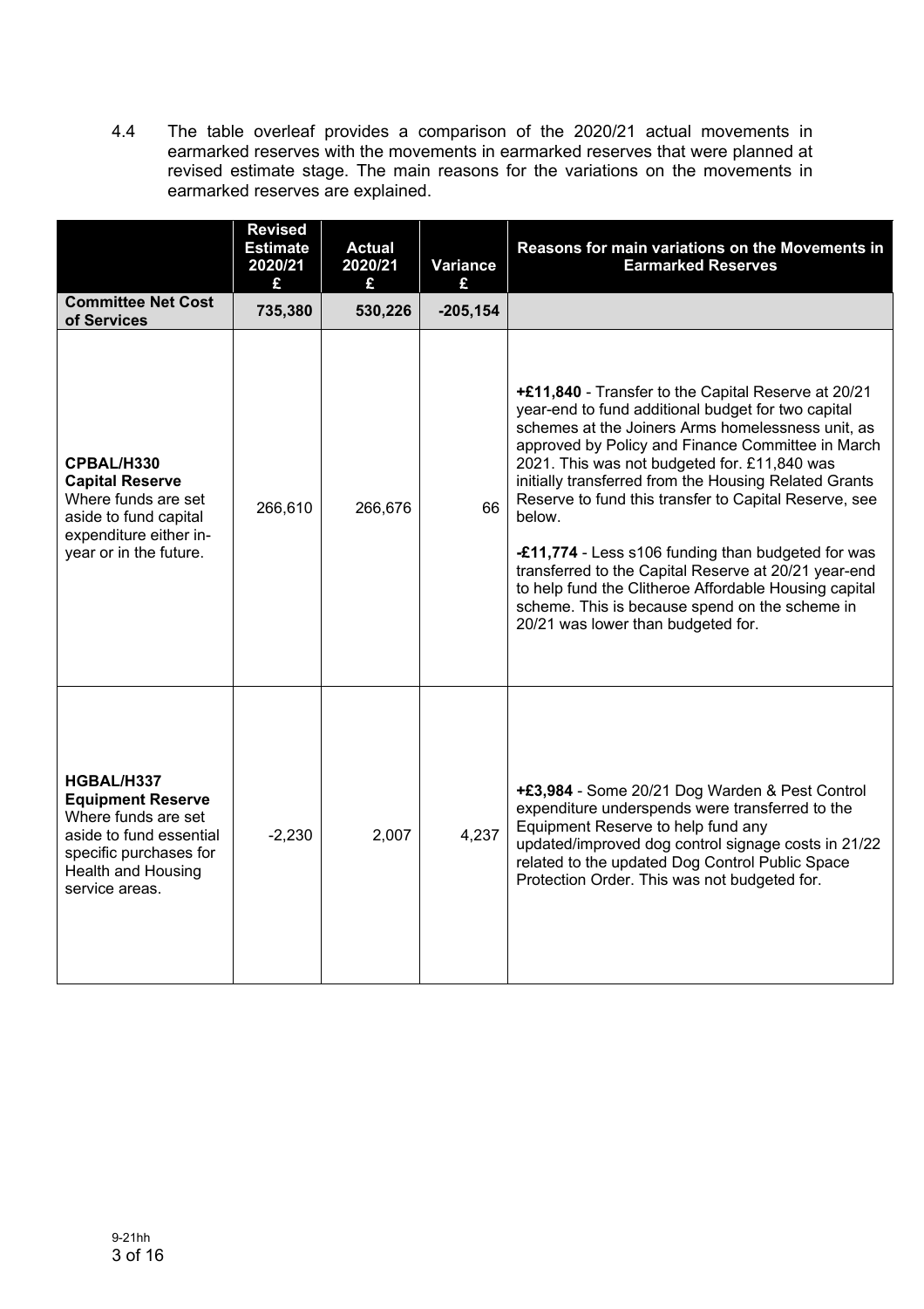4.4 The table overleaf provides a comparison of the 2020/21 actual movements in earmarked reserves with the movements in earmarked reserves that were planned at revised estimate stage. The main reasons for the variations on the movements in earmarked reserves are explained.

| | Revised Estimate 2020/21 £ | Actual 2020/21 £ | Variance £ | Reasons for main variations on the Movements in Earmarked Reserves |
|---|---|---|---|---|
| **Committee Net Cost of Services** | **735,380** | **530,226** | **-205,154** | |
| **CPBAL/H330 Capital Reserve** Where funds are set aside to fund capital expenditure either in-year or in the future. | 266,610 | 266,676 | 66 | **+£11,840** - Transfer to the Capital Reserve at 20/21 year-end to fund additional budget for two capital schemes at the Joiners Arms homelessness unit, as approved by Policy and Finance Committee in March 2021. This was not budgeted for. £11,840 was initially transferred from the Housing Related Grants Reserve to fund this transfer to Capital Reserve, see below. **-£11,774** - Less s106 funding than budgeted for was transferred to the Capital Reserve at 20/21 year-end to help fund the Clitheroe Affordable Housing capital scheme. This is because spend on the scheme in 20/21 was lower than budgeted for. |
| **HGBAL/H337 Equipment Reserve** Where funds are set aside to fund essential specific purchases for Health and Housing service areas. | -2,230 | 2,007 | 4,237 | **+£3,984** - Some 20/21 Dog Warden & Pest Control expenditure underspends were transferred to the Equipment Reserve to help fund any updated/improved dog control signage costs in 21/22 related to the updated Dog Control Public Space Protection Order. This was not budgeted for. |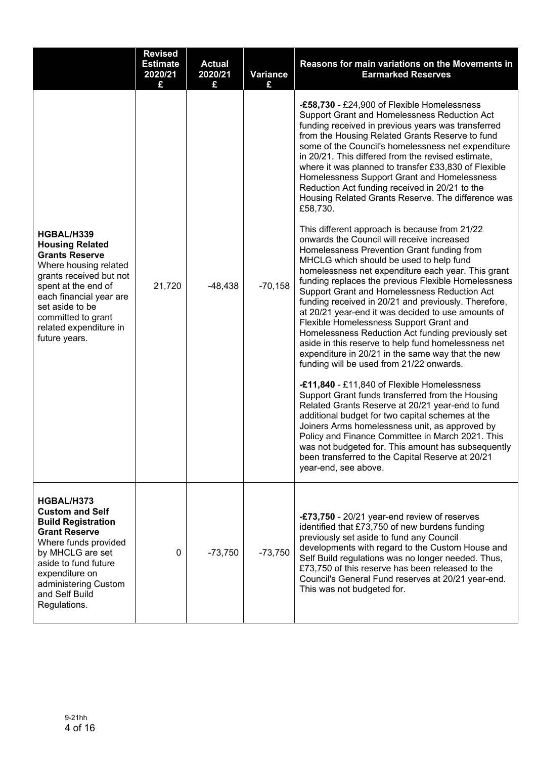| | Revised Estimate 2020/21 £ | Actual 2020/21 £ | Variance £ | Reasons for main variations on the Movements in Earmarked Reserves |
|---|---|---|---|---|
| **HGBAL/H339 Housing Related Grants Reserve** Where housing related grants received but not spent at the end of each financial year are set aside to be committed to grant related expenditure in future years. | 21,720 | -48,438 | -70,158 | **-£58,730** - £24,900 of Flexible Homelessness Support Grant and Homelessness Reduction Act funding received in previous years was transferred from the Housing Related Grants Reserve to fund some of the Council's homelessness net expenditure in 20/21. This differed from the revised estimate, where it was planned to transfer £33,830 of Flexible Homelessness Support Grant and Homelessness Reduction Act funding received in 20/21 to the Housing Related Grants Reserve. The difference was £58,730.<br><br>This different approach is because from 21/22 onwards the Council will receive increased Homelessness Prevention Grant funding from MHCLG which should be used to help fund homelessness net expenditure each year. This grant funding replaces the previous Flexible Homelessness Support Grant and Homelessness Reduction Act funding received in 20/21 and previously. Therefore, at 20/21 year-end it was decided to use amounts of Flexible Homelessness Support Grant and Homelessness Reduction Act funding previously set aside in this reserve to help fund homelessness net expenditure in 20/21 in the same way that the new funding will be used from 21/22 onwards.<br><br>**-£11,840** - £11,840 of Flexible Homelessness Support Grant funds transferred from the Housing Related Grants Reserve at 20/21 year-end to fund additional budget for two capital schemes at the Joiners Arms homelessness unit, as approved by Policy and Finance Committee in March 2021. This was not budgeted for. This amount has subsequently been transferred to the Capital Reserve at 20/21 year-end, see above. |
| **HGBAL/H373 Custom and Self Build Registration Grant Reserve** Where funds provided by MHCLG are set aside to fund future expenditure on administering Custom and Self Build Regulations. | 0 | -73,750 | -73,750 | **-£73,750** - 20/21 year-end review of reserves identified that £73,750 of new burdens funding previously set aside to fund any Council developments with regard to the Custom House and Self Build regulations was no longer needed. Thus, £73,750 of this reserve has been released to the Council's General Fund reserves at 20/21 year-end. This was not budgeted for. |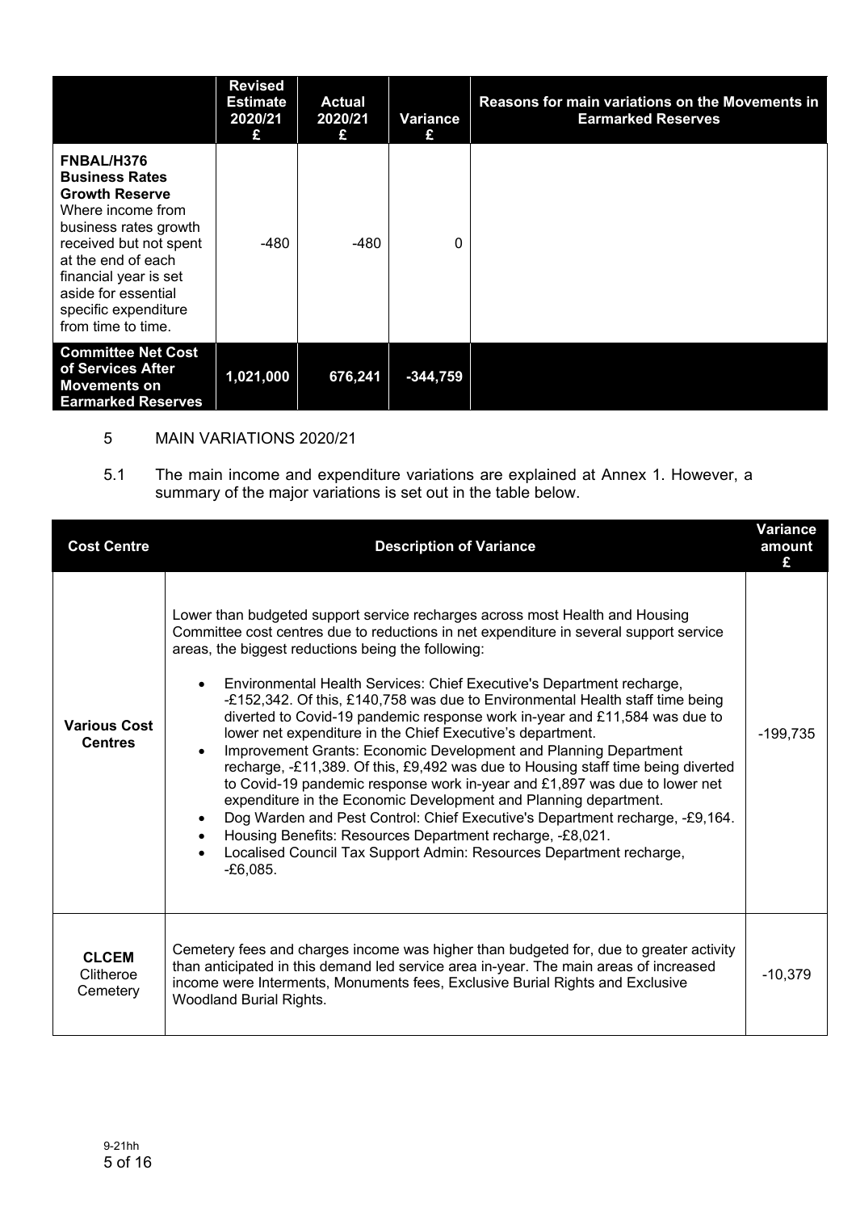| | Revised Estimate 2020/21 £ | Actual 2020/21 £ | Variance £ | Reasons for main variations on the Movements in Earmarked Reserves |
|---|---|---|---|---|
| **FNBAL/H376 Business Rates Growth Reserve** Where income from business rates growth received but not spent at the end of each financial year is set aside for essential specific expenditure from time to time. | -480 | -480 | 0 | |
| **Committee Net Cost of Services After Movements on Earmarked Reserves** | **1,021,000** | **676,241** | **-344,759** | |

5 MAIN VARIATIONS 2020/21

5.1 The main income and expenditure variations are explained at Annex 1. However, a summary of the major variations is set out in the table below.

| Cost Centre | Description of Variance | Variance amount £ |
|---|---|---|
| **Various Cost Centres** | Lower than budgeted support service recharges across most Health and Housing Committee cost centres due to reductions in net expenditure in several support service areas, the biggest reductions being the following:<br>• Environmental Health Services: Chief Executive's Department recharge, -£152,342. Of this, £140,758 was due to Environmental Health staff time being diverted to Covid-19 pandemic response work in-year and £11,584 was due to lower net expenditure in the Chief Executive's department.<br>• Improvement Grants: Economic Development and Planning Department recharge, -£11,389. Of this, £9,492 was due to Housing staff time being diverted to Covid-19 pandemic response work in-year and £1,897 was due to lower net expenditure in the Economic Development and Planning department.<br>• Dog Warden and Pest Control: Chief Executive's Department recharge, -£9,164.<br>• Housing Benefits: Resources Department recharge, -£8,021.<br>• Localised Council Tax Support Admin: Resources Department recharge, -£6,085. | -199,735 |
| **CLCEM** Clitheroe Cemetery | Cemetery fees and charges income was higher than budgeted for, due to greater activity than anticipated in this demand led service area in-year. The main areas of increased income were Interments, Monuments fees, Exclusive Burial Rights and Exclusive Woodland Burial Rights. | -10,379 |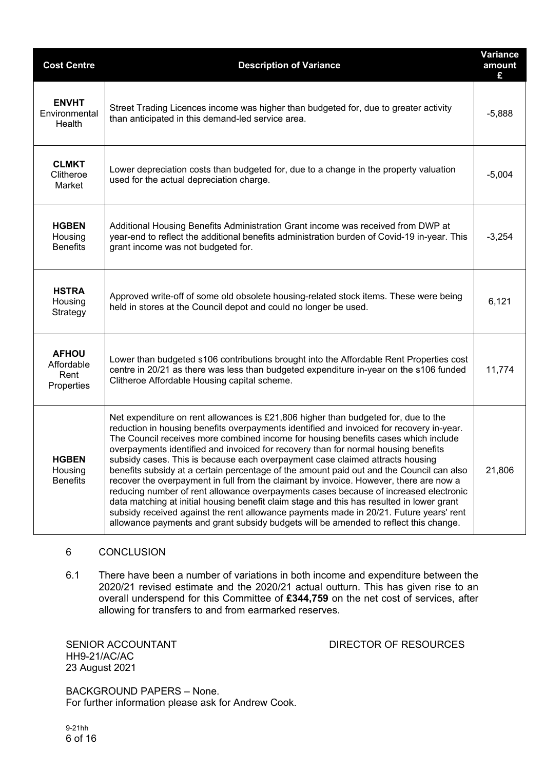| Cost Centre | Description of Variance | Variance amount £ |
|---|---|---|
| **ENVHT** Environmental Health | Street Trading Licences income was higher than budgeted for, due to greater activity than anticipated in this demand-led service area. | -5,888 |
| **CLMKT** Clitheroe Market | Lower depreciation costs than budgeted for, due to a change in the property valuation used for the actual depreciation charge. | -5,004 |
| **HGBEN** Housing Benefits | Additional Housing Benefits Administration Grant income was received from DWP at year-end to reflect the additional benefits administration burden of Covid-19 in-year. This grant income was not budgeted for. | -3,254 |
| **HSTRA** Housing Strategy | Approved write-off of some old obsolete housing-related stock items. These were being held in stores at the Council depot and could no longer be used. | 6,121 |
| **AFHOU** Affordable Rent Properties | Lower than budgeted s106 contributions brought into the Affordable Rent Properties cost centre in 20/21 as there was less than budgeted expenditure in-year on the s106 funded Clitheroe Affordable Housing capital scheme. | 11,774 |
| **HGBEN** Housing Benefits | Net expenditure on rent allowances is £21,806 higher than budgeted for, due to the reduction in housing benefits overpayments identified and invoiced for recovery in-year. The Council receives more combined income for housing benefits cases which include overpayments identified and invoiced for recovery than for normal housing benefits subsidy cases. This is because each overpayment case claimed attracts housing benefits subsidy at a certain percentage of the amount paid out and the Council can also recover the overpayment in full from the claimant by invoice. However, there are now a reducing number of rent allowance overpayments cases because of increased electronic data matching at initial housing benefit claim stage and this has resulted in lower grant subsidy received against the rent allowance payments made in 20/21. Future years' rent allowance payments and grant subsidy budgets will be amended to reflect this change. | 21,806 |

## 6 CONCLUSION

6.1 There have been a number of variations in both income and expenditure between the 2020/21 revised estimate and the 2020/21 actual outturn. This has given rise to an overall underspend for this Committee of **£344,759** on the net cost of services, after allowing for transfers to and from earmarked reserves.

SENIOR ACCOUNTANT

DIRECTOR OF RESOURCES

HH9-21/AC/AC
23 August 2021

BACKGROUND PAPERS – None.
For further information please ask for Andrew Cook.

9-21hh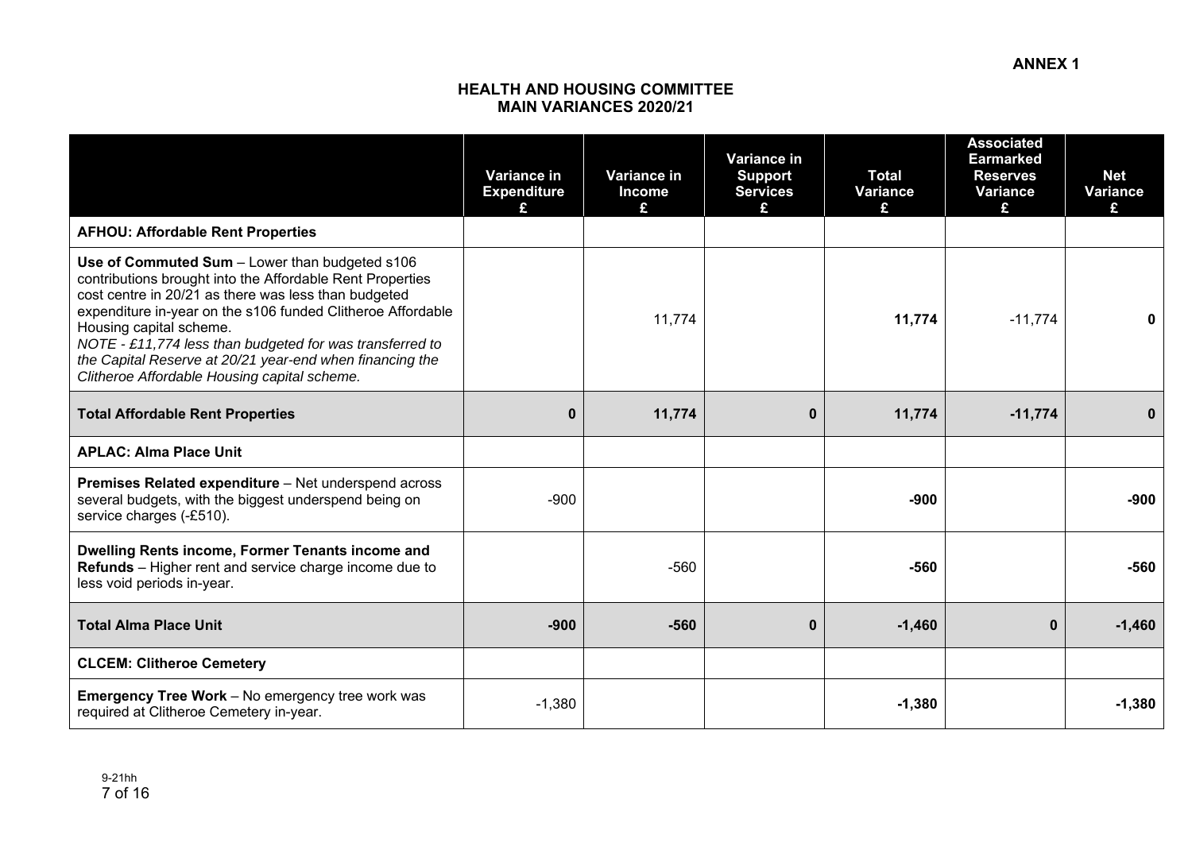ANNEX 1

# HEALTH AND HOUSING COMMITTEE
## MAIN VARIANCES 2020/21

| | Variance in Expenditure £ | Variance in Income £ | Variance in Support Services £ | Total Variance £ | Associated Earmarked Reserves Variance £ | Net Variance £ |
|---|---|---|---|---|---|---|
| **AFHOU: Affordable Rent Properties** | | | | | | |
| **Use of Commuted Sum** – Lower than budgeted s106 contributions brought into the Affordable Rent Properties cost centre in 20/21 as there was less than budgeted expenditure in-year on the s106 funded Clitheroe Affordable Housing capital scheme. *NOTE - £11,774 less than budgeted for was transferred to the Capital Reserve at 20/21 year-end when financing the Clitheroe Affordable Housing capital scheme.* | | 11,774 | | **11,774** | -11,774 | **0** |
| **Total Affordable Rent Properties** | **0** | **11,774** | **0** | **11,774** | **-11,774** | **0** |
| **APLAC: Alma Place Unit** | | | | | | |
| **Premises Related expenditure** – Net underspend across several budgets, with the biggest underspend being on service charges (-£510). | -900 | | | **-900** | | **-900** |
| **Dwelling Rents income, Former Tenants income and Refunds** – Higher rent and service charge income due to less void periods in-year. | | -560 | | **-560** | | **-560** |
| **Total Alma Place Unit** | **-900** | **-560** | **0** | **-1,460** | **0** | **-1,460** |
| **CLCEM: Clitheroe Cemetery** | | | | | | |
| **Emergency Tree Work** – No emergency tree work was required at Clitheroe Cemetery in-year. | -1,380 | | | **-1,380** | | **-1,380** |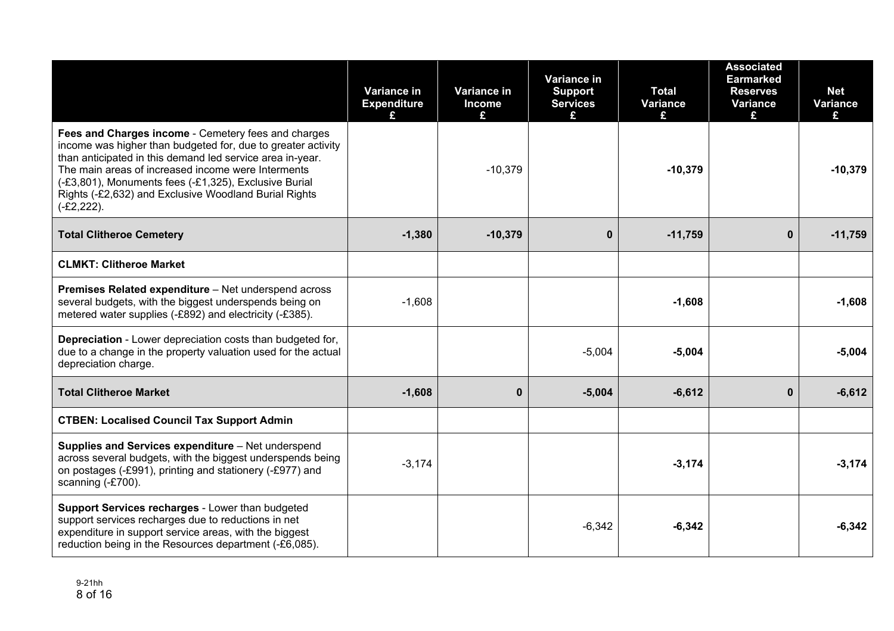| | Variance in Expenditure £ | Variance in Income £ | Variance in Support Services £ | Total Variance £ | Associated Earmarked Reserves Variance £ | Net Variance £ |
|---|---|---|---|---|---|---|
| **Fees and Charges income** - Cemetery fees and charges income was higher than budgeted for, due to greater activity than anticipated in this demand led service area in-year. The main areas of increased income were Interments (-£3,801), Monuments fees (-£1,325), Exclusive Burial Rights (-£2,632) and Exclusive Woodland Burial Rights (-£2,222). | | -10,379 | | **-10,379** | | **-10,379** |
| **Total Clitheroe Cemetery** | **-1,380** | **-10,379** | **0** | **-11,759** | **0** | **-11,759** |
| **CLMKT: Clitheroe Market** | | | | | | |
| **Premises Related expenditure** – Net underspend across several budgets, with the biggest underspends being on metered water supplies (-£892) and electricity (-£385). | -1,608 | | | **-1,608** | | **-1,608** |
| **Depreciation** - Lower depreciation costs than budgeted for, due to a change in the property valuation used for the actual depreciation charge. | | | -5,004 | **-5,004** | | **-5,004** |
| **Total Clitheroe Market** | **-1,608** | **0** | **-5,004** | **-6,612** | **0** | **-6,612** |
| **CTBEN: Localised Council Tax Support Admin** | | | | | | |
| **Supplies and Services expenditure** – Net underspend across several budgets, with the biggest underspends being on postages (-£991), printing and stationery (-£977) and scanning (-£700). | -3,174 | | | **-3,174** | | **-3,174** |
| **Support Services recharges** - Lower than budgeted support services recharges due to reductions in net expenditure in support service areas, with the biggest reduction being in the Resources department (-£6,085). | | | -6,342 | **-6,342** | | **-6,342** |

9-21hh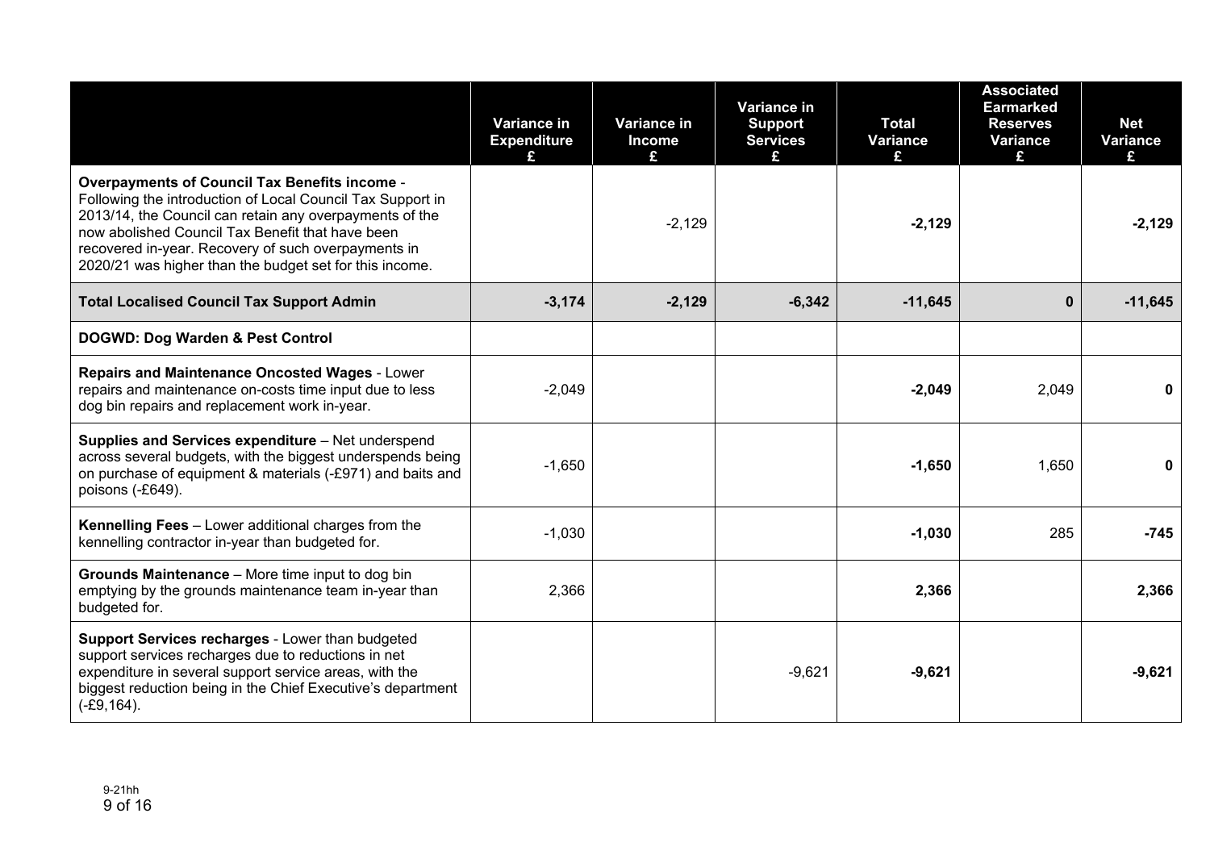| | Variance in Expenditure £ | Variance in Income £ | Variance in Support Services £ | Total Variance £ | Associated Earmarked Reserves Variance £ | Net Variance £ |
|---|---|---|---|---|---|---|
| **Overpayments of Council Tax Benefits income** - Following the introduction of Local Council Tax Support in 2013/14, the Council can retain any overpayments of the now abolished Council Tax Benefit that have been recovered in-year. Recovery of such overpayments in 2020/21 was higher than the budget set for this income. | | -2,129 | | **-2,129** | | **-2,129** |
| **Total Localised Council Tax Support Admin** | **-3,174** | **-2,129** | **-6,342** | **-11,645** | **0** | **-11,645** |
| **DOGWD: Dog Warden & Pest Control** | | | | | | |
| **Repairs and Maintenance Oncosted Wages** - Lower repairs and maintenance on-costs time input due to less dog bin repairs and replacement work in-year. | -2,049 | | | **-2,049** | 2,049 | **0** |
| **Supplies and Services expenditure** – Net underspend across several budgets, with the biggest underspends being on purchase of equipment & materials (-£971) and baits and poisons (-£649). | -1,650 | | | **-1,650** | 1,650 | **0** |
| **Kennelling Fees** – Lower additional charges from the kennelling contractor in-year than budgeted for. | -1,030 | | | **-1,030** | 285 | **-745** |
| **Grounds Maintenance** – More time input to dog bin emptying by the grounds maintenance team in-year than budgeted for. | 2,366 | | | **2,366** | | **2,366** |
| **Support Services recharges** - Lower than budgeted support services recharges due to reductions in net expenditure in several support service areas, with the biggest reduction being in the Chief Executive's department (-£9,164). | | | -9,621 | **-9,621** | | **-9,621** |

9-21hh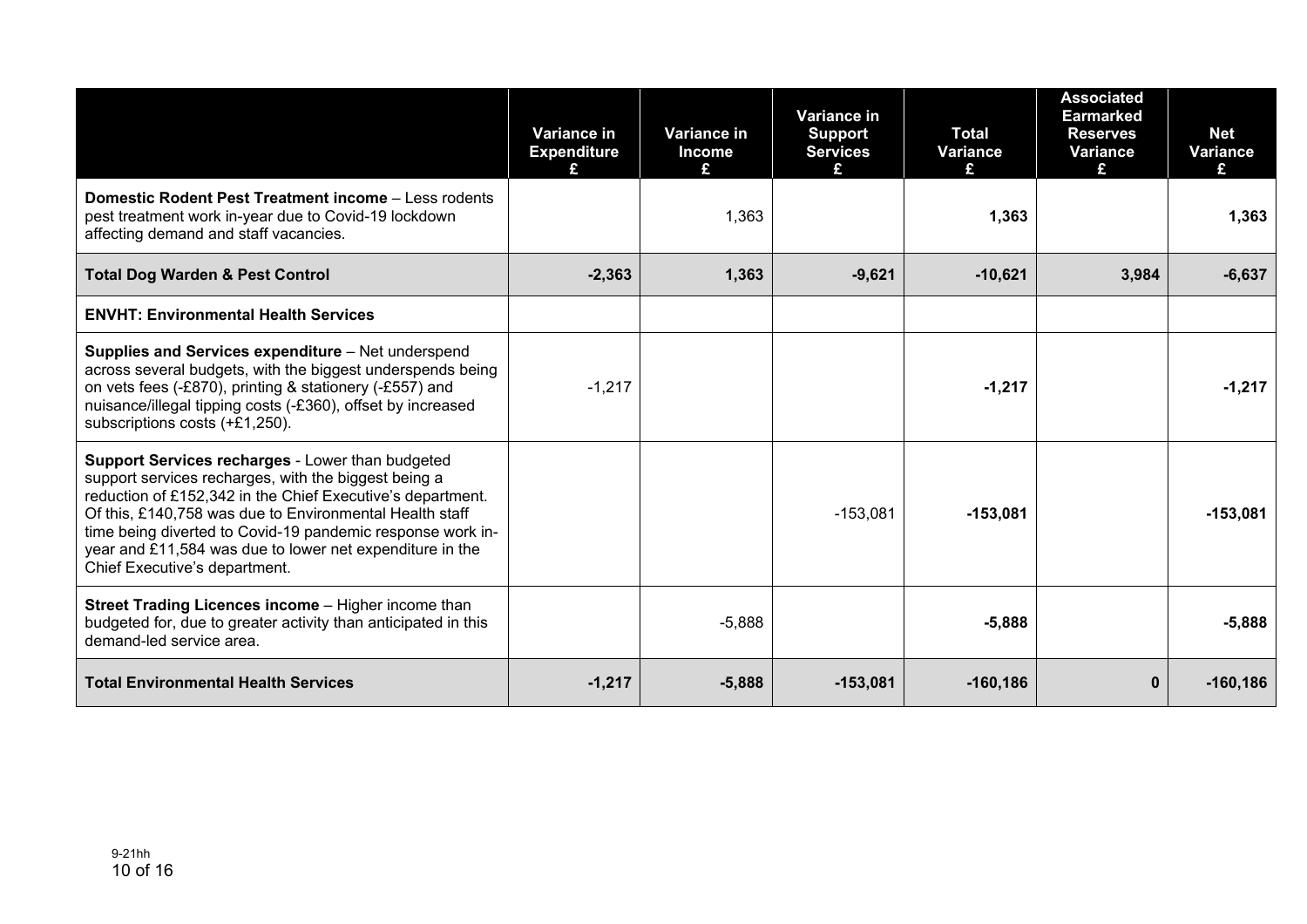| | Variance in Expenditure £ | Variance in Income £ | Variance in Support Services £ | Total Variance £ | Associated Earmarked Reserves Variance £ | Net Variance £ |
|---|---|---|---|---|---|---|
| **Domestic Rodent Pest Treatment income** – Less rodents pest treatment work in-year due to Covid-19 lockdown affecting demand and staff vacancies. | | 1,363 | | **1,363** | | **1,363** |
| **Total Dog Warden & Pest Control** | **-2,363** | **1,363** | **-9,621** | **-10,621** | **3,984** | **-6,637** |
| **ENVHT: Environmental Health Services** | | | | | | |
| **Supplies and Services expenditure** – Net underspend across several budgets, with the biggest underspends being on vets fees (-£870), printing & stationery (-£557) and nuisance/illegal tipping costs (-£360), offset by increased subscriptions costs (+£1,250). | -1,217 | | | **-1,217** | | **-1,217** |
| **Support Services recharges** - Lower than budgeted support services recharges, with the biggest being a reduction of £152,342 in the Chief Executive's department. Of this, £140,758 was due to Environmental Health staff time being diverted to Covid-19 pandemic response work in-year and £11,584 was due to lower net expenditure in the Chief Executive's department. | | | -153,081 | **-153,081** | | **-153,081** |
| **Street Trading Licences income** – Higher income than budgeted for, due to greater activity than anticipated in this demand-led service area. | | -5,888 | | **-5,888** | | **-5,888** |
| **Total Environmental Health Services** | **-1,217** | **-5,888** | **-153,081** | **-160,186** | **0** | **-160,186** |

9-21hh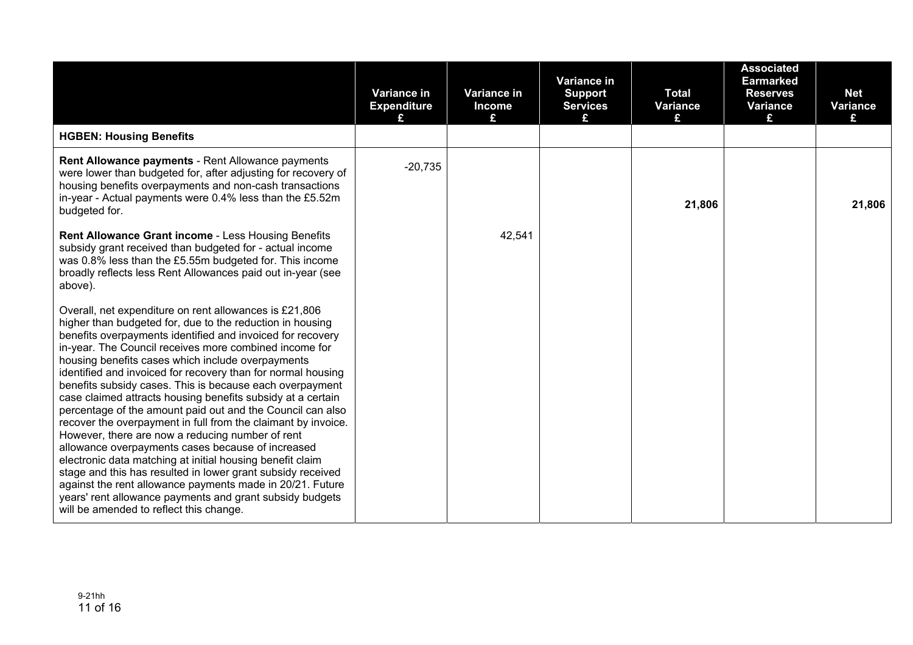| | Variance in Expenditure £ | Variance in Income £ | Variance in Support Services £ | Total Variance £ | Associated Earmarked Reserves Variance £ | Net Variance £ |
|---|---|---|---|---|---|---|
| **HGBEN: Housing Benefits** | | | | | | |
| **Rent Allowance payments** - Rent Allowance payments were lower than budgeted for, after adjusting for recovery of housing benefits overpayments and non-cash transactions in-year - Actual payments were 0.4% less than the £5.52m budgeted for.<br><br>**Rent Allowance Grant income** - Less Housing Benefits subsidy grant received than budgeted for - actual income was 0.8% less than the £5.55m budgeted for. This income broadly reflects less Rent Allowances paid out in-year (see above).<br><br>Overall, net expenditure on rent allowances is £21,806 higher than budgeted for, due to the reduction in housing benefits overpayments identified and invoiced for recovery in-year. The Council receives more combined income for housing benefits cases which include overpayments identified and invoiced for recovery than for normal housing benefits subsidy cases. This is because each overpayment case claimed attracts housing benefits subsidy at a certain percentage of the amount paid out and the Council can also recover the overpayment in full from the claimant by invoice. However, there are now a reducing number of rent allowance overpayments cases because of increased electronic data matching at initial housing benefit claim stage and this has resulted in lower grant subsidy received against the rent allowance payments made in 20/21. Future years' rent allowance payments and grant subsidy budgets will be amended to reflect this change. | -20,735 | 42,541 | | **21,806** | | **21,806** |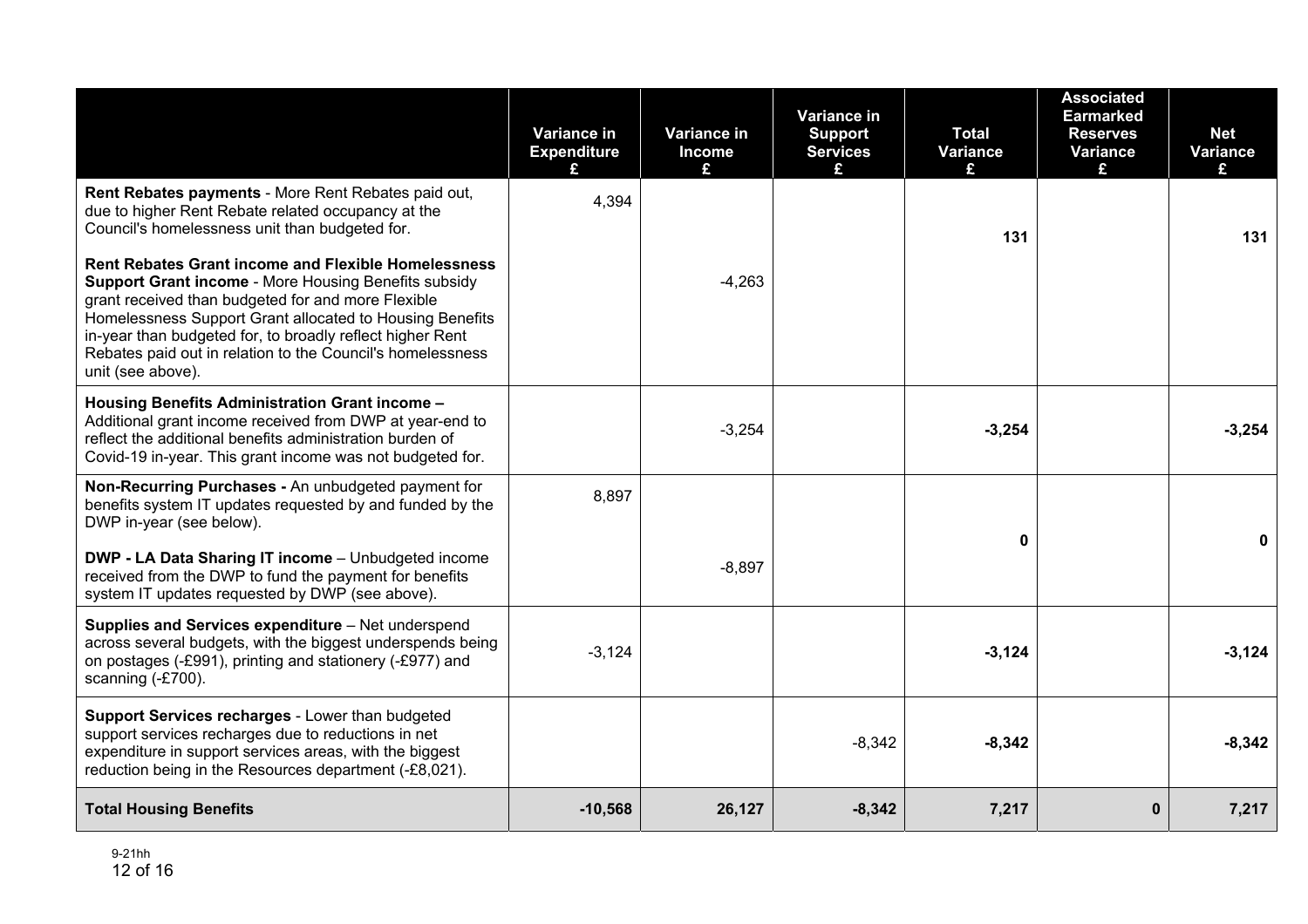| | Variance in Expenditure £ | Variance in Income £ | Variance in Support Services £ | Total Variance £ | Associated Earmarked Reserves Variance £ | Net Variance £ |
|---|---|---|---|---|---|---|
| **Rent Rebates payments** - More Rent Rebates paid out, due to higher Rent Rebate related occupancy at the Council's homelessness unit than budgeted for. | 4,394 | | | **131** | | **131** |
| **Rent Rebates Grant income and Flexible Homelessness Support Grant income** - More Housing Benefits subsidy grant received than budgeted for and more Flexible Homelessness Support Grant allocated to Housing Benefits in-year than budgeted for, to broadly reflect higher Rent Rebates paid out in relation to the Council's homelessness unit (see above). | | -4,263 | | | | |
| **Housing Benefits Administration Grant income –** Additional grant income received from DWP at year-end to reflect the additional benefits administration burden of Covid-19 in-year. This grant income was not budgeted for. | | -3,254 | | **-3,254** | | **-3,254** |
| **Non-Recurring Purchases -** An unbudgeted payment for benefits system IT updates requested by and funded by the DWP in-year (see below). | 8,897 | | | **0** | | **0** |
| **DWP - LA Data Sharing IT income** – Unbudgeted income received from the DWP to fund the payment for benefits system IT updates requested by DWP (see above). | | -8,897 | | | | |
| **Supplies and Services expenditure** – Net underspend across several budgets, with the biggest underspends being on postages (-£991), printing and stationery (-£977) and scanning (-£700). | -3,124 | | | **-3,124** | | **-3,124** |
| **Support Services recharges** - Lower than budgeted support services recharges due to reductions in net expenditure in support services areas, with the biggest reduction being in the Resources department (-£8,021). | | | -8,342 | **-8,342** | | **-8,342** |
| **Total Housing Benefits** | **-10,568** | **26,127** | **-8,342** | **7,217** | **0** | **7,217** |

9-21hh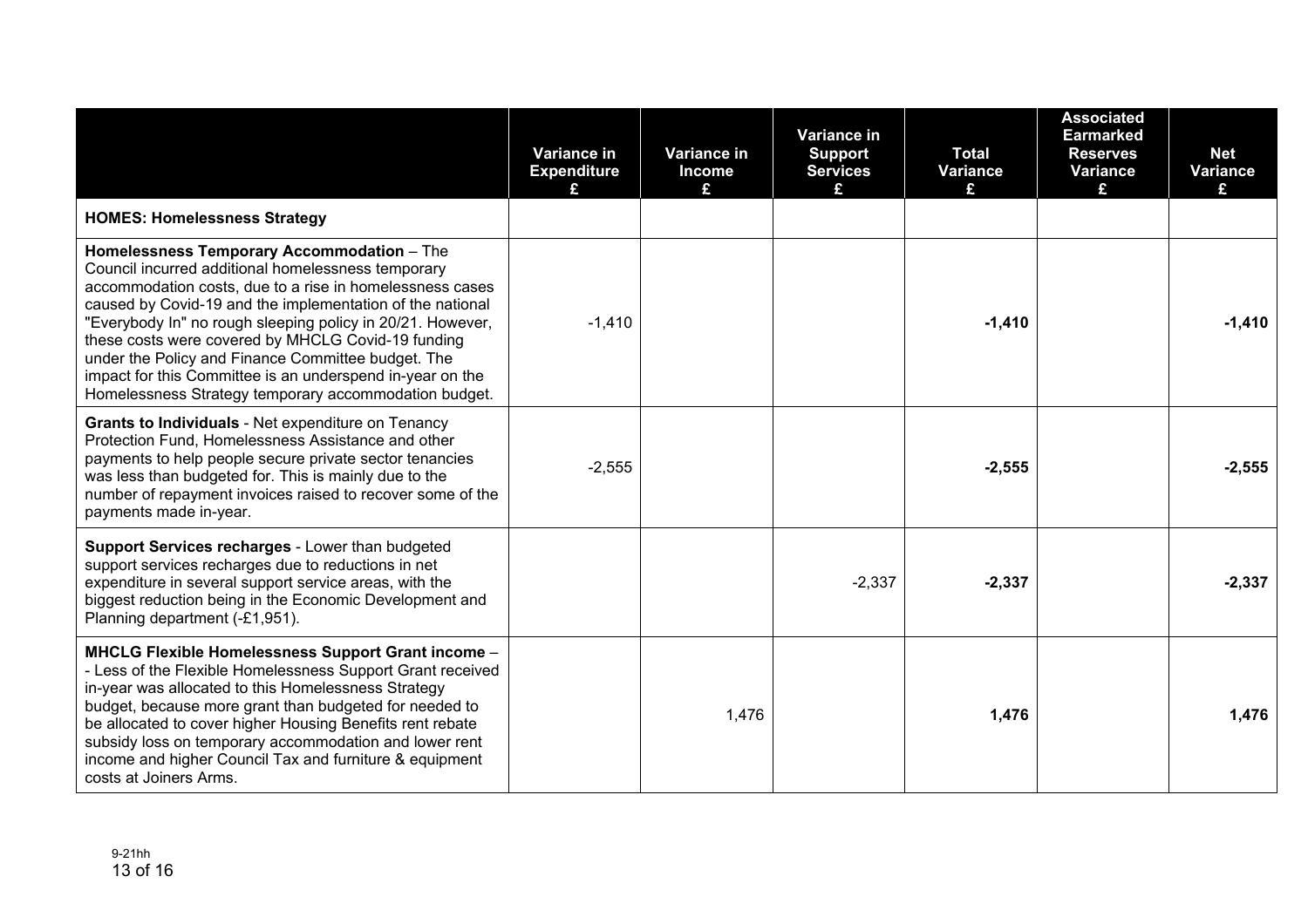| | Variance in Expenditure £ | Variance in Income £ | Variance in Support Services £ | Total Variance £ | Associated Earmarked Reserves Variance £ | Net Variance £ |
|---|---|---|---|---|---|---|
| **HOMES: Homelessness Strategy** | | | | | | |
| **Homelessness Temporary Accommodation** – The Council incurred additional homelessness temporary accommodation costs, due to a rise in homelessness cases caused by Covid-19 and the implementation of the national "Everybody In" no rough sleeping policy in 20/21. However, these costs were covered by MHCLG Covid-19 funding under the Policy and Finance Committee budget. The impact for this Committee is an underspend in-year on the Homelessness Strategy temporary accommodation budget. | -1,410 | | | **-1,410** | | **-1,410** |
| **Grants to Individuals** - Net expenditure on Tenancy Protection Fund, Homelessness Assistance and other payments to help people secure private sector tenancies was less than budgeted for. This is mainly due to the number of repayment invoices raised to recover some of the payments made in-year. | -2,555 | | | **-2,555** | | **-2,555** |
| **Support Services recharges** - Lower than budgeted support services recharges due to reductions in net expenditure in several support service areas, with the biggest reduction being in the Economic Development and Planning department (-£1,951). | | | -2,337 | **-2,337** | | **-2,337** |
| **MHCLG Flexible Homelessness Support Grant income** – - Less of the Flexible Homelessness Support Grant received in-year was allocated to this Homelessness Strategy budget, because more grant than budgeted for needed to be allocated to cover higher Housing Benefits rent rebate subsidy loss on temporary accommodation and lower rent income and higher Council Tax and furniture & equipment costs at Joiners Arms. | | 1,476 | | **1,476** | | **1,476** |

9-21hh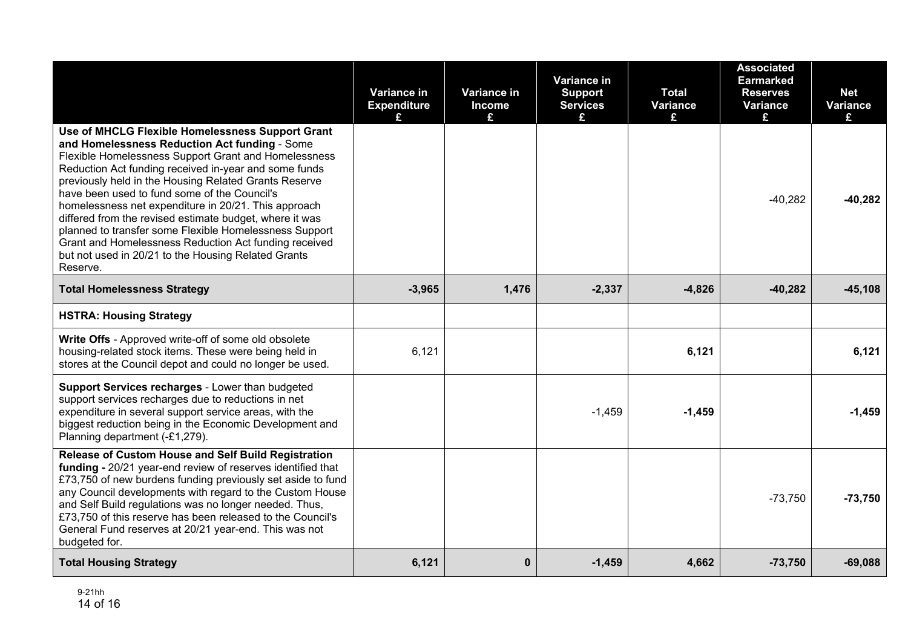| | Variance in Expenditure £ | Variance in Income £ | Variance in Support Services £ | Total Variance £ | Associated Earmarked Reserves Variance £ | Net Variance £ |
|---|---|---|---|---|---|---|
| **Use of MHCLG Flexible Homelessness Support Grant and Homelessness Reduction Act funding** - Some Flexible Homelessness Support Grant and Homelessness Reduction Act funding received in-year and some funds previously held in the Housing Related Grants Reserve have been used to fund some of the Council's homelessness net expenditure in 20/21. This approach differed from the revised estimate budget, where it was planned to transfer some Flexible Homelessness Support Grant and Homelessness Reduction Act funding received but not used in 20/21 to the Housing Related Grants Reserve. | | | | | -40,282 | **-40,282** |
| **Total Homelessness Strategy** | **-3,965** | **1,476** | **-2,337** | **-4,826** | **-40,282** | **-45,108** |
| **HSTRA: Housing Strategy** | | | | | | |
| **Write Offs** - Approved write-off of some old obsolete housing-related stock items. These were being held in stores at the Council depot and could no longer be used. | 6,121 | | | **6,121** | | **6,121** |
| **Support Services recharges** - Lower than budgeted support services recharges due to reductions in net expenditure in several support service areas, with the biggest reduction being in the Economic Development and Planning department (-£1,279). | | | -1,459 | **-1,459** | | **-1,459** |
| **Release of Custom House and Self Build Registration funding -** 20/21 year-end review of reserves identified that £73,750 of new burdens funding previously set aside to fund any Council developments with regard to the Custom House and Self Build regulations was no longer needed. Thus, £73,750 of this reserve has been released to the Council's General Fund reserves at 20/21 year-end. This was not budgeted for. | | | | | -73,750 | **-73,750** |
| **Total Housing Strategy** | **6,121** | **0** | **-1,459** | **4,662** | **-73,750** | **-69,088** |

9-21hh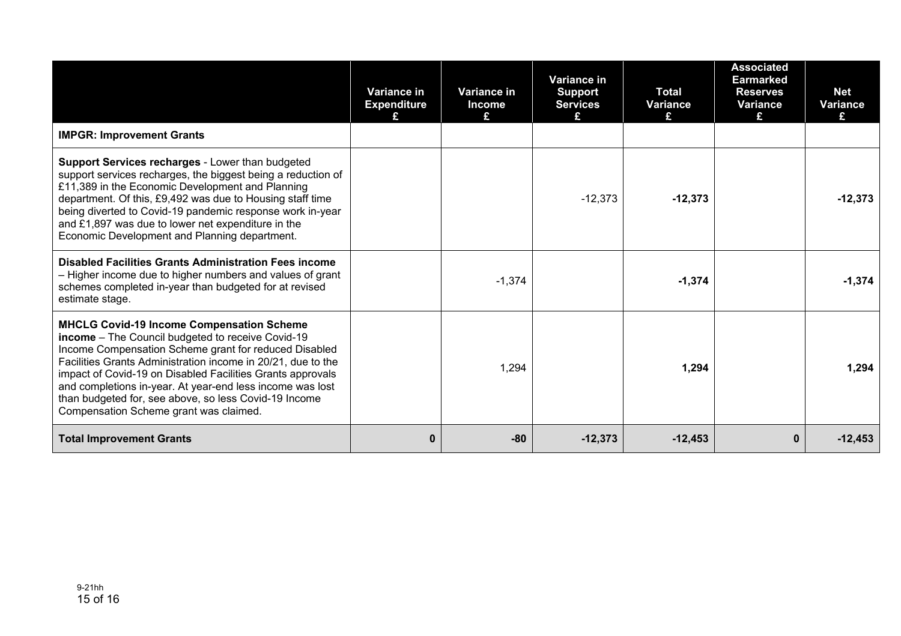| | Variance in Expenditure £ | Variance in Income £ | Variance in Support Services £ | Total Variance £ | Associated Earmarked Reserves Variance £ | Net Variance £ |
|---|---|---|---|---|---|---|
| **IMPGR: Improvement Grants** | | | | | | |
| **Support Services recharges** - Lower than budgeted support services recharges, the biggest being a reduction of £11,389 in the Economic Development and Planning department. Of this, £9,492 was due to Housing staff time being diverted to Covid-19 pandemic response work in-year and £1,897 was due to lower net expenditure in the Economic Development and Planning department. | | | -12,373 | **-12,373** | | **-12,373** |
| **Disabled Facilities Grants Administration Fees income** – Higher income due to higher numbers and values of grant schemes completed in-year than budgeted for at revised estimate stage. | | -1,374 | | **-1,374** | | **-1,374** |
| **MHCLG Covid-19 Income Compensation Scheme income** – The Council budgeted to receive Covid-19 Income Compensation Scheme grant for reduced Disabled Facilities Grants Administration income in 20/21, due to the impact of Covid-19 on Disabled Facilities Grants approvals and completions in-year. At year-end less income was lost than budgeted for, see above, so less Covid-19 Income Compensation Scheme grant was claimed. | | 1,294 | | **1,294** | | **1,294** |
| **Total Improvement Grants** | **0** | **-80** | **-12,373** | **-12,453** | **0** | **-12,453** |

9-21hh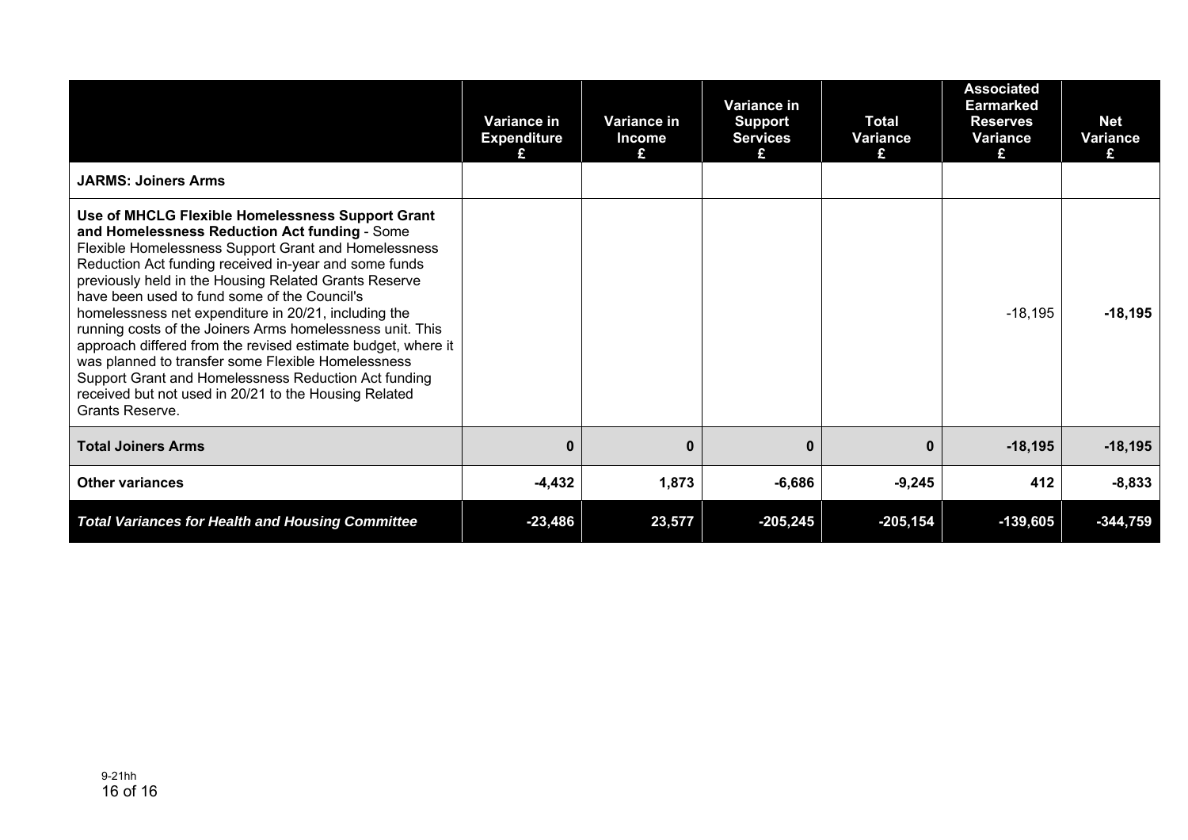| | Variance in Expenditure £ | Variance in Income £ | Variance in Support Services £ | Total Variance £ | Associated Earmarked Reserves Variance £ | Net Variance £ |
|---|---|---|---|---|---|---|
| **JARMS: Joiners Arms** | | | | | | |
| **Use of MHCLG Flexible Homelessness Support Grant and Homelessness Reduction Act funding** - Some Flexible Homelessness Support Grant and Homelessness Reduction Act funding received in-year and some funds previously held in the Housing Related Grants Reserve have been used to fund some of the Council's homelessness net expenditure in 20/21, including the running costs of the Joiners Arms homelessness unit. This approach differed from the revised estimate budget, where it was planned to transfer some Flexible Homelessness Support Grant and Homelessness Reduction Act funding received but not used in 20/21 to the Housing Related Grants Reserve. | | | | | -18,195 | **-18,195** |
| **Total Joiners Arms** | **0** | **0** | **0** | **0** | **-18,195** | **-18,195** |
| **Other variances** | **-4,432** | **1,873** | **-6,686** | **-9,245** | **412** | **-8,833** |
| ***Total Variances for Health and Housing Committee*** | **-23,486** | **23,577** | **-205,245** | **-205,154** | **-139,605** | **-344,759** |

9-21hh